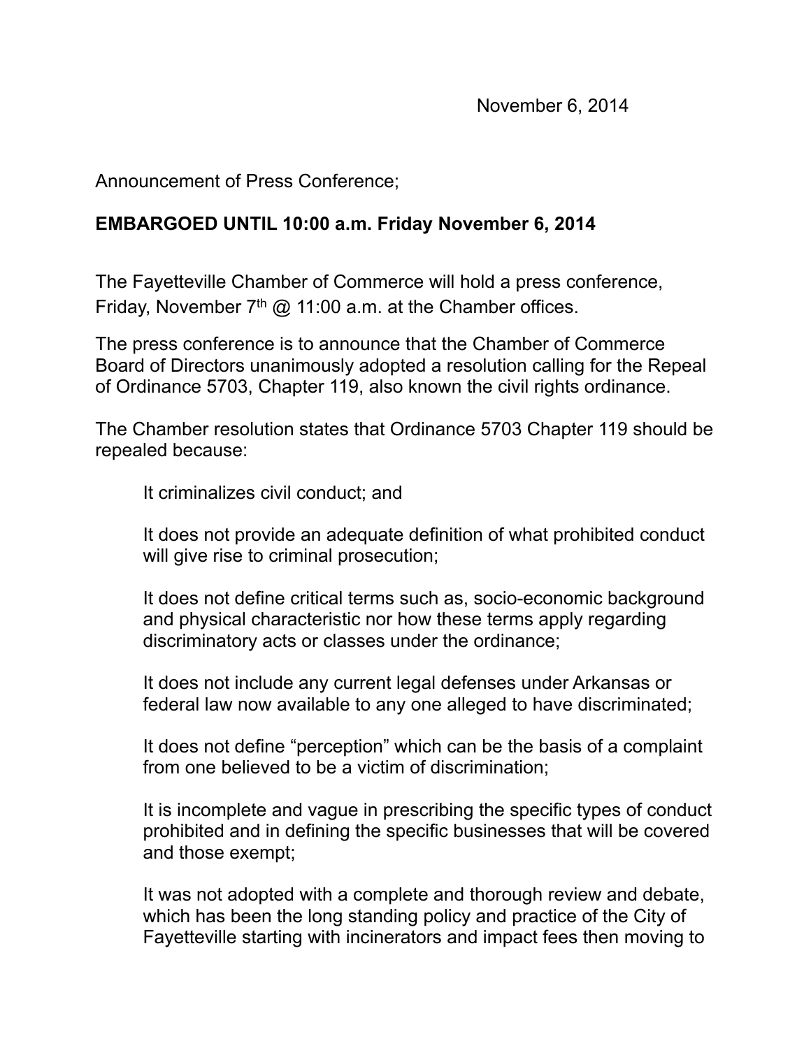November 6, 2014

Announcement of Press Conference;

**EMBARGOED UNTIL 10:00 a.m. Friday November 6, 2014**

The Fayetteville Chamber of Commerce will hold a press conference, Friday, November 7th @ 11:00 a.m. at the Chamber offices.

The press conference is to announce that the Chamber of Commerce Board of Directors unanimously adopted a resolution calling for the Repeal of Ordinance 5703, Chapter 119, also known the civil rights ordinance.

The Chamber resolution states that Ordinance 5703 Chapter 119 should be repealed because:

> It criminalizes civil conduct; and
>
> It does not provide an adequate definition of what prohibited conduct will give rise to criminal prosecution;
>
> It does not define critical terms such as, socio-economic background and physical characteristic nor how these terms apply regarding discriminatory acts or classes under the ordinance;
>
> It does not include any current legal defenses under Arkansas or federal law now available to any one alleged to have discriminated;
>
> It does not define "perception" which can be the basis of a complaint from one believed to be a victim of discrimination;
>
> It is incomplete and vague in prescribing the specific types of conduct prohibited and in defining the specific businesses that will be covered and those exempt;
>
> It was not adopted with a complete and thorough review and debate, which has been the long standing policy and practice of the City of Fayetteville starting with incinerators and impact fees then moving to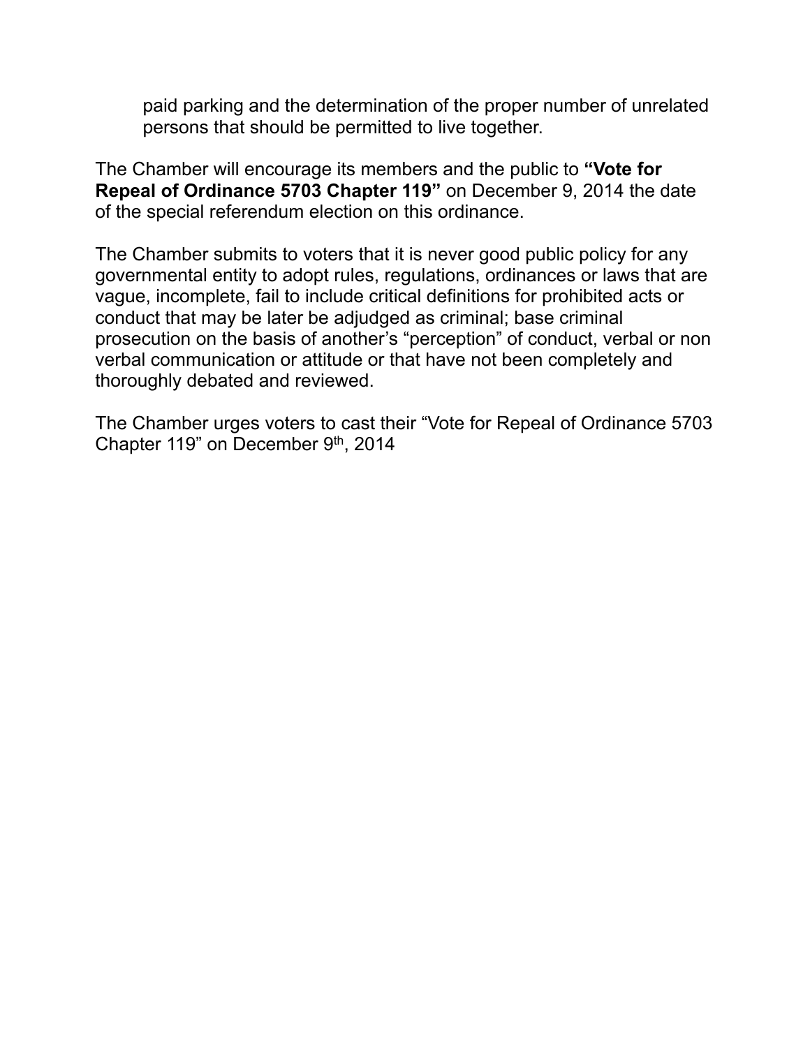paid parking and the determination of the proper number of unrelated persons that should be permitted to live together.

The Chamber will encourage its members and the public to **"Vote for Repeal of Ordinance 5703 Chapter 119"** on December 9, 2014 the date of the special referendum election on this ordinance.

The Chamber submits to voters that it is never good public policy for any governmental entity to adopt rules, regulations, ordinances or laws that are vague, incomplete, fail to include critical definitions for prohibited acts or conduct that may be later be adjudged as criminal; base criminal prosecution on the basis of another's "perception" of conduct, verbal or non verbal communication or attitude or that have not been completely and thoroughly debated and reviewed.

The Chamber urges voters to cast their "Vote for Repeal of Ordinance 5703 Chapter 119" on December 9th, 2014